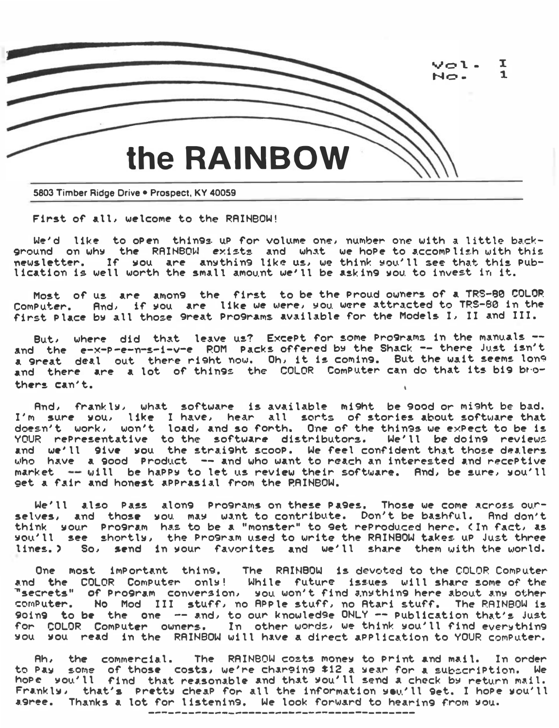Vol. I
No. 1

# the RAINBOW

5803 Timber Ridge Drive • Prospect, KY 40059

First of all, welcome to the RAINBOW!

We'd like to open things up for volume one, number one with a little background on why the RAINBOW exists and what we hope to accomplish with this newsletter. If you are anything like us, we think you'll see that this publication is well worth the small amount we'll be asking you to invest in it.

Most of us are among the first to be the proud owners of a TRS-80 COLOR Computer. And, if you are like we were, you were attracted to TRS-80 in the first place by all those great programs available for the Models I, II and III.

But, where did that leave us? Except for some programs in the manuals -- and the e-x-p-e-n-s-i-v-e ROM packs offered by the Shack -- there just isn't a great deal out there right now. Oh, it is coming. But the wait seems long and there are a lot of things the COLOR Computer can do that its big brothers can't.

And, frankly, what software is available might be good or might be bad. I'm sure you, like I have, hear all sorts of stories about software that doesn't work, won't load, and so forth. One of the things we expect to be is YOUR representative to the software distributors. We'll be doing reviews and we'll give you the straight scoop. We feel confident that those dealers who have a good product -- and who want to reach an interested and receptive market -- will be happy to let us review their software. And, be sure, you'll get a fair and honest apprasial from the RAINBOW.

We'll also pass along programs on these pages. Those we come across ourselves, and those you may want to contribute. Don't be bashful. And don't think your program has to be a "monster" to get reproduced here. (In fact, as you'll see shortly, the program used to write the RAINBOW takes up just three lines.) So, send in your favorites and we'll share them with the world.

One most important thing. The RAINBOW is devoted to the COLOR Computer and the COLOR Computer only! While future issues will share some of the "secrets" of program conversion, you won't find anything here about any other computer. No Mod III stuff, no Apple stuff, no Atari stuff. The RAINBOW is going to be the one -- and, to our knowledge ONLY -- publication that's just for COLOR Computer owners. In other words, we think you'll find everything you you read in the RAINBOW will have a direct application to YOUR computer.

Ah, the commercial. The RAINBOW costs money to print and mail. In order to pay some of those costs, we're charging $12 a year for a subscription. We hope you'll find that reasonable and that you'll send a check by return mail. Frankly, that's pretty cheap for all the information you'll get. I hope you'll agree. Thanks a lot for listening. We look forward to hearing from you.

---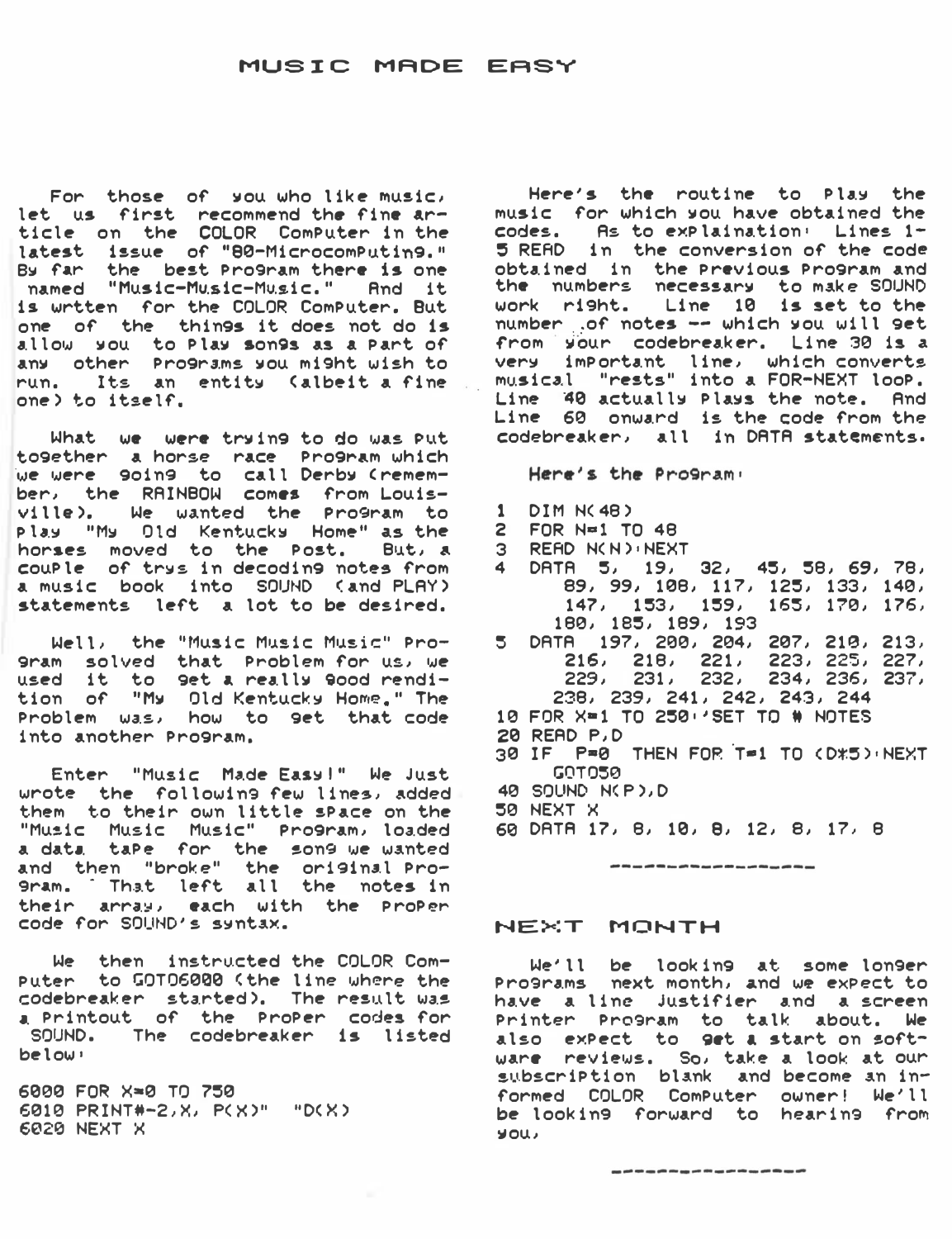# MUSIC MADE EASY

For those of you who like music, let us first recommend the fine article on the COLOR Computer in the latest issue of "80-Microcomputing." By far the best program there is one named "Music-Music-Music." And it is wrtten for the COLOR Computer. But one of the things it does not do is allow you to play songs as a part of any other programs you might wish to run. Its an entity (albeit a fine one) to itself.

What we were trying to do was put together a horse race program which we were going to call Derby (remember, the RAINBOW comes from Louisville). We wanted the program to play "My Old Kentucky Home" as the horses moved to the post. But, a couple of trys in decoding notes from a music book into SOUND (and PLAY) statements left a lot to be desired.

Well, the "Music Music Music" Program solved that problem for us, we used it to get a really good rendition of "My Old Kentucky Home." The problem was, how to get that code into another program.

Enter "Music Made Easy!" We just wrote the following few lines, added them to their own little space on the "Music Music Music" program, loaded a data tape for the song we wanted and then "broke" the original program. That left all the notes in their array, each with the proper code for SOUND's syntax.

We then instructed the COLOR Computer to GOTO6000 (the line where the codebreaker started). The result was a printout of the proper codes for SOUND. The codebreaker is listed below:

```
6000 FOR X=0 TO 750
6010 PRINT#-2,X, P(X)"   "D(X)
6020 NEXT X
```

Here's the routine to play the music for which you have obtained the codes. As to explaination: Lines 1-5 READ in the conversion of the code obtained in the previous program and the numbers necessary to make SOUND work right. Line 10 is set to the number of notes -- which you will get from your codebreaker. Line 30 is a very important line, which converts musical "rests" into a FOR-NEXT loop. Line 40 actually plays the note. And Line 60 onward is the code from the codebreaker, all in DATA statements.

Here's the Program:

```
1  DIM N(48)
2  FOR N=1 TO 48
3  READ N(N):NEXT
4  DATA 5, 19, 32, 45, 58, 69, 78,
      89, 99, 108, 117, 125, 133, 140,
      147, 153, 159, 165, 170, 176,
    180, 185, 189, 193
5  DATA 197, 200, 204, 207, 210, 213,
      216, 218, 221, 223, 225, 227,
      229, 231, 232, 234, 236, 237,
    238, 239, 241, 242, 243, 244
10 FOR X=1 TO 250:'SET TO # NOTES
20 READ P,D
30 IF P=0 THEN FOR T=1 TO (D*5):NEXT
   GOTO50
40 SOUND N(P),D
50 NEXT X
60 DATA 17, 8, 10, 8, 12, 8, 17, 8
```

---

## NEXT MONTH

We'll be looking at some longer programs next month, and we expect to have a line justifier and a screen printer program to talk about. We also expect to get a start on software reviews. So, take a look at our subscription blank and become an informed COLOR Computer owner! We'll be looking forward to hearing from you.

---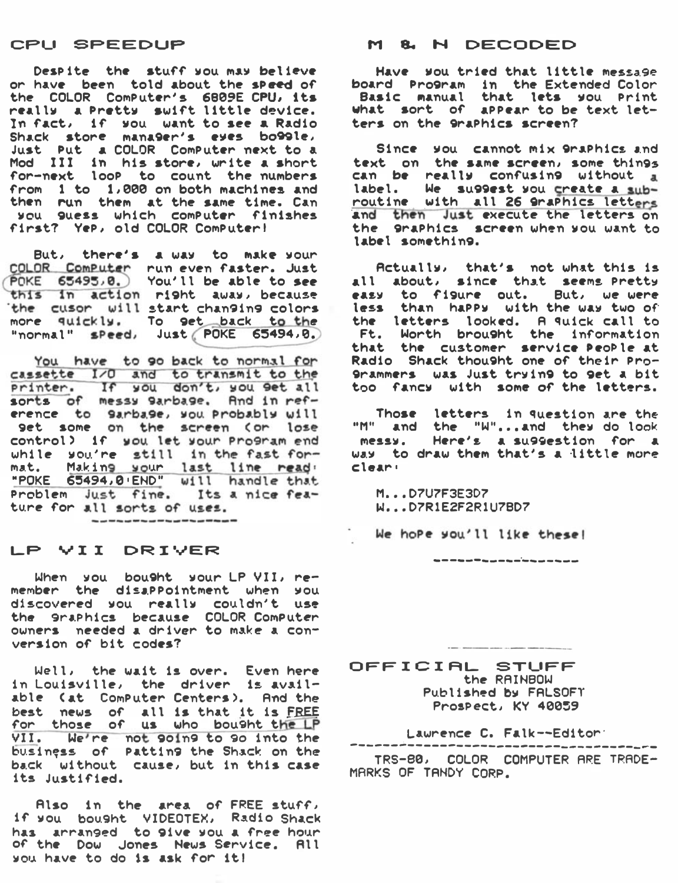## CPU SPEEDUP

Despite the stuff you may believe or have been told about the speed of the COLOR Computer's 6809E CPU, its really a pretty swift little device. In fact, if you want to see a Radio Shack store manager's eyes boggle, Just put a COLOR Computer next to a Mod III in his store, write a short for-next loop to count the numbers from 1 to 1,000 on both machines and then run them at the same time. Can you guess which computer finishes first? Yep, old COLOR Computer!

But, there's a way to make your COLOR Computer run even faster. Just POKE 65495,0. You'll be able to see this in action right away, because the cusor will start changing colors more quickly. To get back to the "normal" speed, Just POKE 65494,0.

You have to go back to normal for cassette I/O and to transmit to the printer. If you don't, you get all sorts of messy garbage. And in reference to garbage, you probably will get some on the screen (or lose control) if you let your program end while you're still in the fast format. Making your last line read: "POKE 65494,0:END" will handle that problem Just fine. Its a nice feature for all sorts of uses.

---

## LP VII DRIVER

When you bought your LP VII, remember the disappointment when you discovered you really couldn't use the graphics because COLOR Computer owners needed a driver to make a conversion of bit codes?

Well, the wait is over. Even here in Louisville, the driver is available (at Computer Centers). And the best news of all is that it is FREE for those of us who bought the LP VII. We're not going to go into the business of patting the Shack on the back without cause, but in this case its Justified.

Also in the area of FREE stuff, if you bought VIDEOTEX, Radio Shack has arranged to give you a free hour of the Dow Jones News Service. All you have to do is ask for it!

## M & N DECODED

Have you tried that little message board program in the Extended Color Basic manual that lets you print what sort of appear to be text letters on the graphics screen?

Since you cannot mix graphics and text on the same screen, some things can be really confusing without a label. We suggest you create a subroutine with all 26 graphics letters and then Just execute the letters on the graphics screen when you want to label something.

Actually, that's not what this is all about, since that seems pretty easy to figure out. But, we were less than happy with the way two of the letters looked. A quick call to Ft. Worth brought the information that the customer service people at Radio Shack thought one of their programmers was Just trying to get a bit too fancy with some of the letters.

Those letters in question are the "M" and the "W"...and they do look messy. Here's a suggestion for a way to draw them that's a little more clear:

```
M...D7U7F3E3D7
W...D7R1E2F2R1U7BD7
```

We hope you'll like these!

---

## OFFICIAL STUFF

the RAINBOW
Published by FALSOFT
Prospect, KY 40059

Lawrence C. Falk--Editor

---

TRS-80, COLOR COMPUTER ARE TRADEMARKS OF TANDY CORP.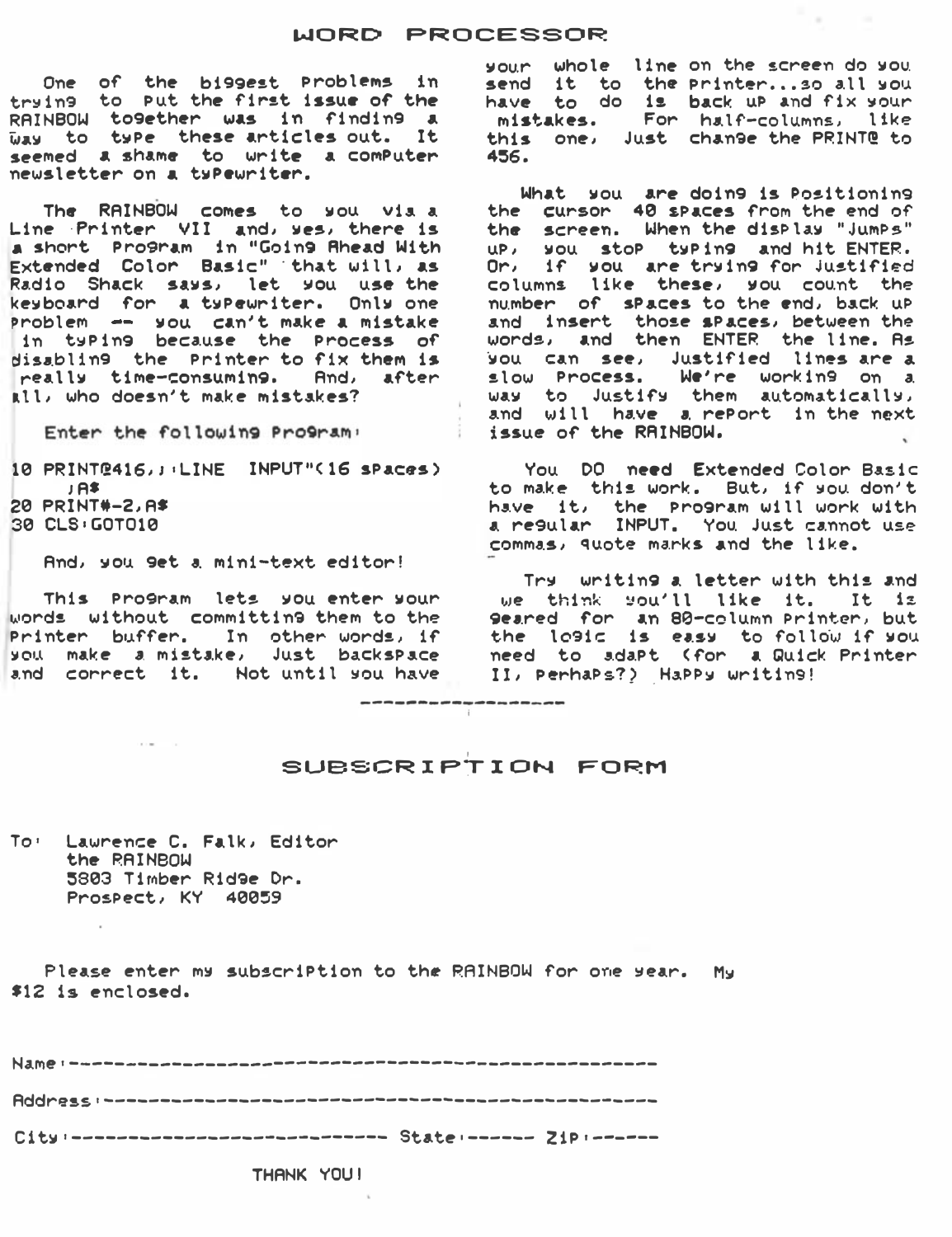# WORD PROCESSOR

One of the biggest problems in trying to put the first issue of the RAINBOW together was in finding a way to type these articles out. It seemed a shame to write a computer newsletter on a typewriter.

The RAINBOW comes to you via a Line Printer VII and, yes, there is a short program in "Going Ahead With Extended Color Basic" that will, as Radio Shack says, let you use the keyboard for a typewriter. Only one problem -- you can't make a mistake in typing because the process of disabling the printer to fix them is really time-consuming. And, after all, who doesn't make mistakes?

Enter the following program:

```
10 PRINT@416,;:LINE  INPUT"(16 spaces)
   ;A$
20 PRINT#-2,A$
30 CLS:GOTO10
```

And, you get a mini-text editor!

This program lets you enter your words without committing them to the printer buffer. In other words, if you make a mistake, just backspace and correct it. Not until you have your whole line on the screen do you send it to the printer...so all you have to do is back up and fix your mistakes. For half-columns, like this one, just change the PRINT@ to 456.

What you are doing is positioning the cursor 40 spaces from the end of the screen. When the display "jumps" up, you stop typing and hit ENTER. Or, if you are trying for justified columns like these, you count the number of spaces to the end, back up and insert those spaces, between the words, and then ENTER the line. As you can see, justified lines are a slow process. We're working on a way to justify them automatically, and will have a report in the next issue of the RAINBOW.

You DO need Extended Color Basic to make this work. But, if you don't have it, the program will work with a regular INPUT. You just cannot use commas, quote marks and the like.

Try writing a letter with this and we think you'll like it. It is geared for an 80-column printer, but the logic is easy to follow if you need to adapt (for a Quick Printer II, perhaps?) Happy writing!

---

# SUBSCRIPTION FORM

To: Lawrence C. Falk, Editor
the RAINBOW
5803 Timber Ridge Dr.
Prospect, KY 40059

Please enter my subscription to the RAINBOW for one year. My $12 is enclosed.

Name:--------------------------------------------------

Address:-----------------------------------------------

City:--------------------------- State:------ Zip:------

THANK YOU!